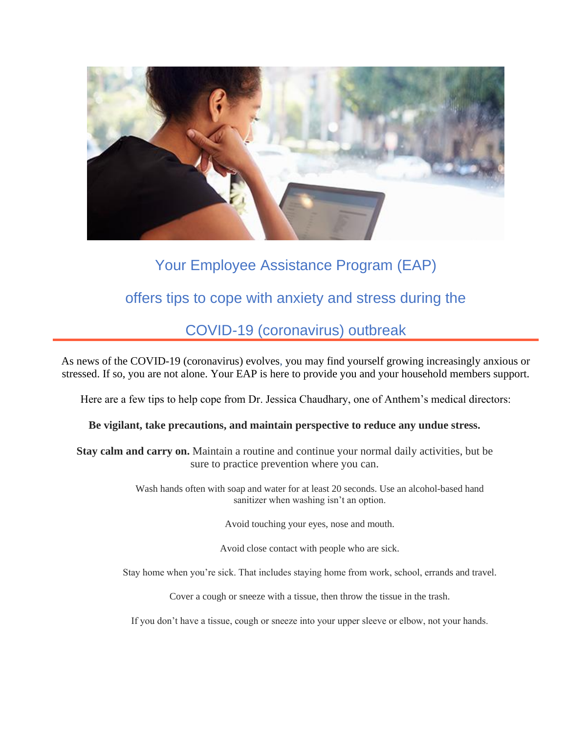# Your Employee Assistance Program (EAP) offers tips to cope with anxiety and stress during the COVID-19 (coronavirus) outbreak

As news of the COVID-19 (coronavirus) evolves, you may find yourself growing increasingly anxious or stressed. If so, you are not alone. Your EAP is here to provide you and your household members support.

Here are a few tips to help cope from Dr. Jessica Chaudhary, one of Anthem's medical directors:

**Be vigilant, take precautions, and maintain perspective to reduce any undue stress.**

**Stay calm and carry on.** Maintain a routine and continue your normal daily activities, but be sure to practice prevention where you can.

Wash hands often with soap and water for at least 20 seconds. Use an alcohol-based hand sanitizer when washing isn't an option.

Avoid touching your eyes, nose and mouth.

Avoid close contact with people who are sick.

Stay home when you're sick. That includes staying home from work, school, errands and travel.

Cover a cough or sneeze with a tissue, then throw the tissue in the trash.

If you don't have a tissue, cough or sneeze into your upper sleeve or elbow, not your hands.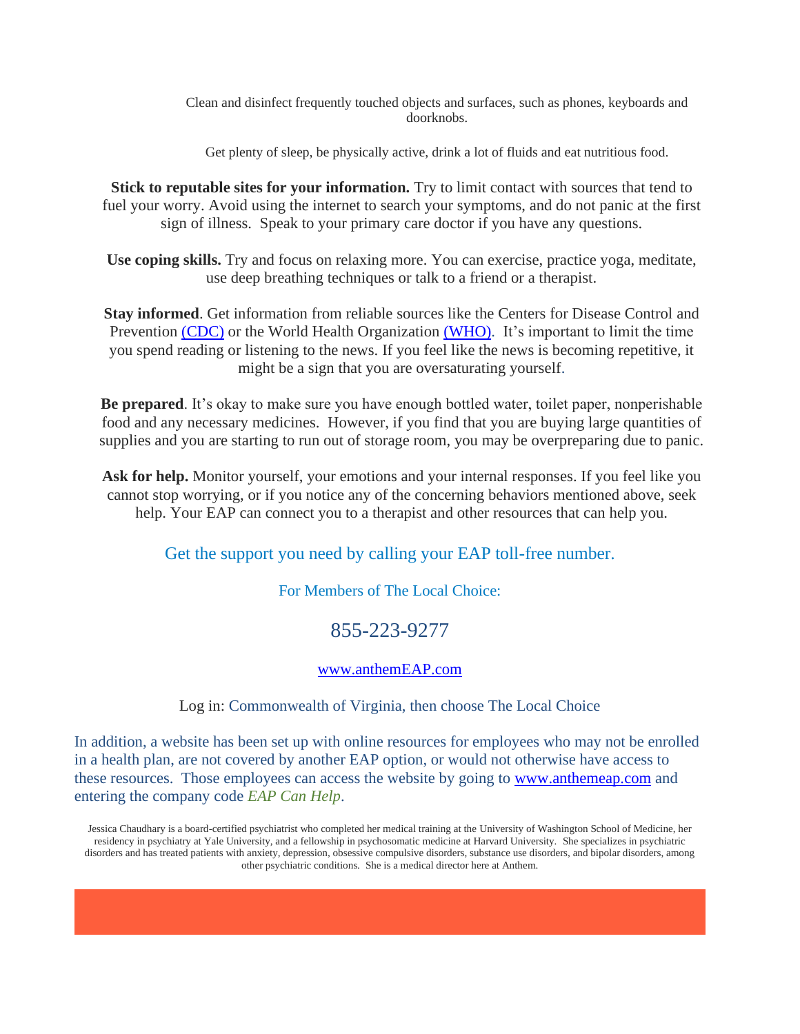Clean and disinfect frequently touched objects and surfaces, such as phones, keyboards and doorknobs.

Get plenty of sleep, be physically active, drink a lot of fluids and eat nutritious food.

**Stick to reputable sites for your information.** Try to limit contact with sources that tend to fuel your worry. Avoid using the internet to search your symptoms, and do not panic at the first sign of illness. Speak to your primary care doctor if you have any questions.

**Use coping skills.** Try and focus on relaxing more. You can exercise, practice yoga, meditate, use deep breathing techniques or talk to a friend or a therapist.

**Stay informed**. Get information from reliable sources like the Centers for Disease Control and Prevention (CDC) or the World Health Organization (WHO). It's important to limit the time you spend reading or listening to the news. If you feel like the news is becoming repetitive, it might be a sign that you are oversaturating yourself.

**Be prepared**. It's okay to make sure you have enough bottled water, toilet paper, nonperishable food and any necessary medicines. However, if you find that you are buying large quantities of supplies and you are starting to run out of storage room, you may be overpreparing due to panic.

**Ask for help.** Monitor yourself, your emotions and your internal responses. If you feel like you cannot stop worrying, or if you notice any of the concerning behaviors mentioned above, seek help. Your EAP can connect you to a therapist and other resources that can help you.

Get the support you need by calling your EAP toll-free number.

For Members of The Local Choice:

855-223-9277

www.anthemEAP.com

Log in: Commonwealth of Virginia, then choose The Local Choice

In addition, a website has been set up with online resources for employees who may not be enrolled in a health plan, are not covered by another EAP option, or would not otherwise have access to these resources. Those employees can access the website by going to www.anthemeap.com and entering the company code *EAP Can Help*.

Jessica Chaudhary is a board-certified psychiatrist who completed her medical training at the University of Washington School of Medicine, her residency in psychiatry at Yale University, and a fellowship in psychosomatic medicine at Harvard University. She specializes in psychiatric disorders and has treated patients with anxiety, depression, obsessive compulsive disorders, substance use disorders, and bipolar disorders, among other psychiatric conditions. She is a medical director here at Anthem.